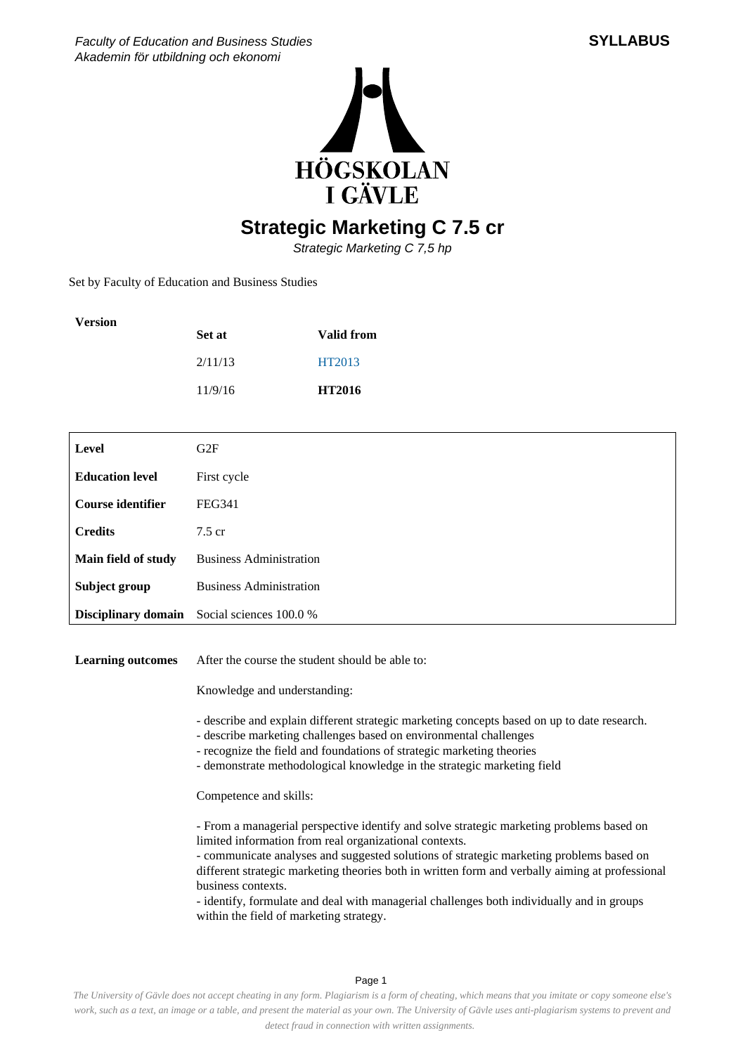Faculty of Education and Business Studies
Akademin för utbildning och ekonomi

**SYLLABUS**

# Strategic Marketing C 7.5 cr

*Strategic Marketing C 7,5 hp*

Set by Faculty of Education and Business Studies

**Version**

| Set at | Valid from |
|---|---|
| 2/11/13 | HT2013 |
| 11/9/16 | **HT2016** |

| | |
|---|---|
| **Level** | G2F |
| **Education level** | First cycle |
| **Course identifier** | FEG341 |
| **Credits** | 7.5 cr |
| **Main field of study** | Business Administration |
| **Subject group** | Business Administration |
| **Disciplinary domain** | Social sciences 100.0 % |

**Learning outcomes**

After the course the student should be able to:

Knowledge and understanding:

- describe and explain different strategic marketing concepts based on up to date research.
- describe marketing challenges based on environmental challenges
- recognize the field and foundations of strategic marketing theories
- demonstrate methodological knowledge in the strategic marketing field

Competence and skills:

- From a managerial perspective identify and solve strategic marketing problems based on limited information from real organizational contexts.
- communicate analyses and suggested solutions of strategic marketing problems based on different strategic marketing theories both in written form and verbally aiming at professional business contexts.
- identify, formulate and deal with managerial challenges both individually and in groups within the field of marketing strategy.

*The University of Gävle does not accept cheating in any form. Plagiarism is a form of cheating, which means that you imitate or copy someone else's work, such as a text, an image or a table, and present the material as your own. The University of Gävle uses anti-plagiarism systems to prevent and detect fraud in connection with written assignments.*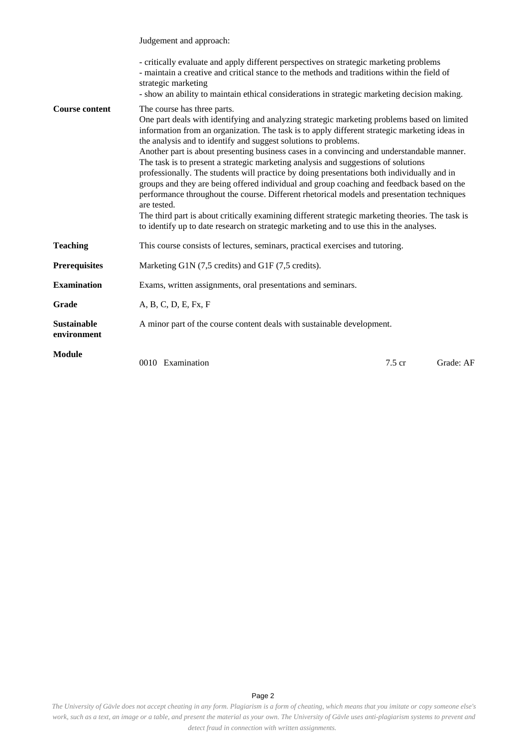Judgement and approach:

- critically evaluate and apply different perspectives on strategic marketing problems
- maintain a creative and critical stance to the methods and traditions within the field of strategic marketing
- show an ability to maintain ethical considerations in strategic marketing decision making.

**Course content**

The course has three parts.
One part deals with identifying and analyzing strategic marketing problems based on limited information from an organization. The task is to apply different strategic marketing ideas in the analysis and to identify and suggest solutions to problems.
Another part is about presenting business cases in a convincing and understandable manner. The task is to present a strategic marketing analysis and suggestions of solutions professionally. The students will practice by doing presentations both individually and in groups and they are being offered individual and group coaching and feedback based on the performance throughout the course. Different rhetorical models and presentation techniques are tested.
The third part is about critically examining different strategic marketing theories. The task is to identify up to date research on strategic marketing and to use this in the analyses.

**Teaching**

This course consists of lectures, seminars, practical exercises and tutoring.

**Prerequisites**

Marketing G1N (7,5 credits) and G1F (7,5 credits).

**Examination**

Exams, written assignments, oral presentations and seminars.

**Grade**

A, B, C, D, E, Fx, F

**Sustainable environment**

A minor part of the course content deals with sustainable development.

**Module**

| | | | |
|---|---|---|---|
| 0010 | Examination | 7.5 cr | Grade: AF |